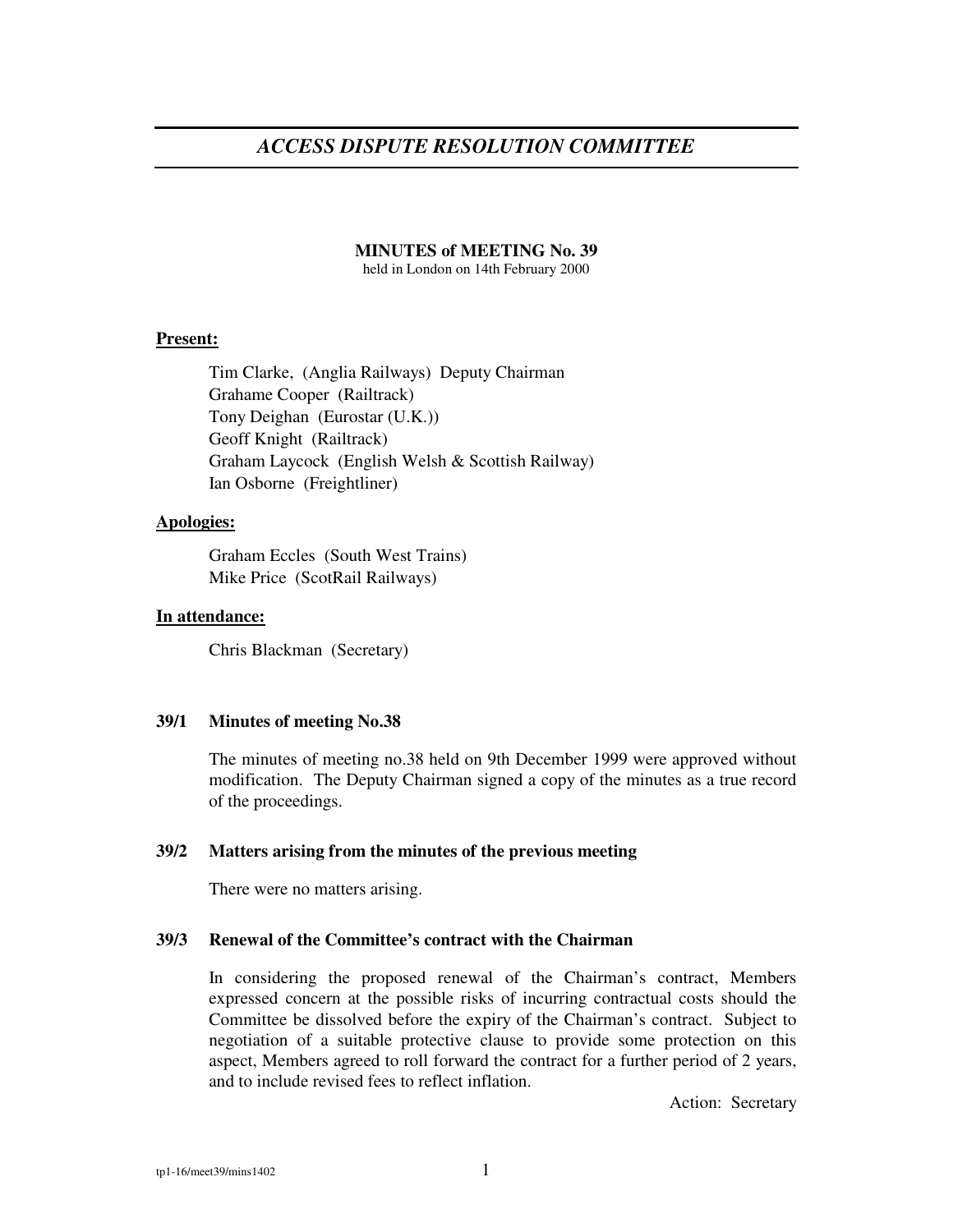# *ACCESS DISPUTE RESOLUTION COMMITTEE*

**MINUTES of MEETING No. 39**
held in London on 14th February 2000

**Present:**

Tim Clarke, (Anglia Railways) Deputy Chairman
Grahame Cooper (Railtrack)
Tony Deighan (Eurostar (U.K.))
Geoff Knight (Railtrack)
Graham Laycock (English Welsh & Scottish Railway)
Ian Osborne (Freightliner)

**Apologies:**

Graham Eccles (South West Trains)
Mike Price (ScotRail Railways)

**In attendance:**

Chris Blackman (Secretary)

**39/1 Minutes of meeting No.38**

The minutes of meeting no.38 held on 9th December 1999 were approved without modification. The Deputy Chairman signed a copy of the minutes as a true record of the proceedings.

**39/2 Matters arising from the minutes of the previous meeting**

There were no matters arising.

**39/3 Renewal of the Committee's contract with the Chairman**

In considering the proposed renewal of the Chairman's contract, Members expressed concern at the possible risks of incurring contractual costs should the Committee be dissolved before the expiry of the Chairman's contract. Subject to negotiation of a suitable protective clause to provide some protection on this aspect, Members agreed to roll forward the contract for a further period of 2 years, and to include revised fees to reflect inflation.

Action: Secretary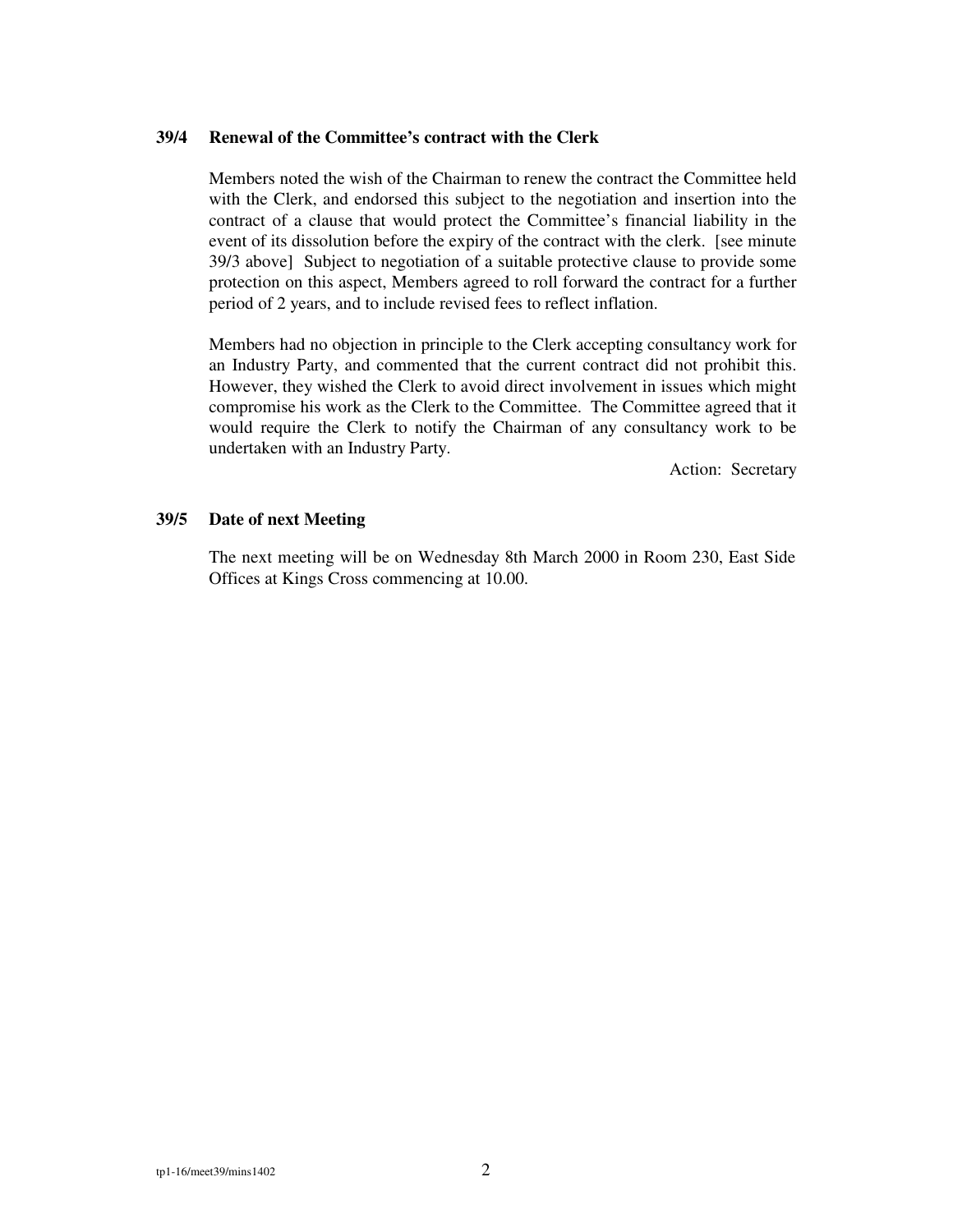### 39/4 Renewal of the Committee's contract with the Clerk

Members noted the wish of the Chairman to renew the contract the Committee held with the Clerk, and endorsed this subject to the negotiation and insertion into the contract of a clause that would protect the Committee's financial liability in the event of its dissolution before the expiry of the contract with the clerk. [see minute 39/3 above] Subject to negotiation of a suitable protective clause to provide some protection on this aspect, Members agreed to roll forward the contract for a further period of 2 years, and to include revised fees to reflect inflation.

Members had no objection in principle to the Clerk accepting consultancy work for an Industry Party, and commented that the current contract did not prohibit this. However, they wished the Clerk to avoid direct involvement in issues which might compromise his work as the Clerk to the Committee. The Committee agreed that it would require the Clerk to notify the Chairman of any consultancy work to be undertaken with an Industry Party.

Action: Secretary

### 39/5 Date of next Meeting

The next meeting will be on Wednesday 8th March 2000 in Room 230, East Side Offices at Kings Cross commencing at 10.00.

tp1-16/meet39/mins1402